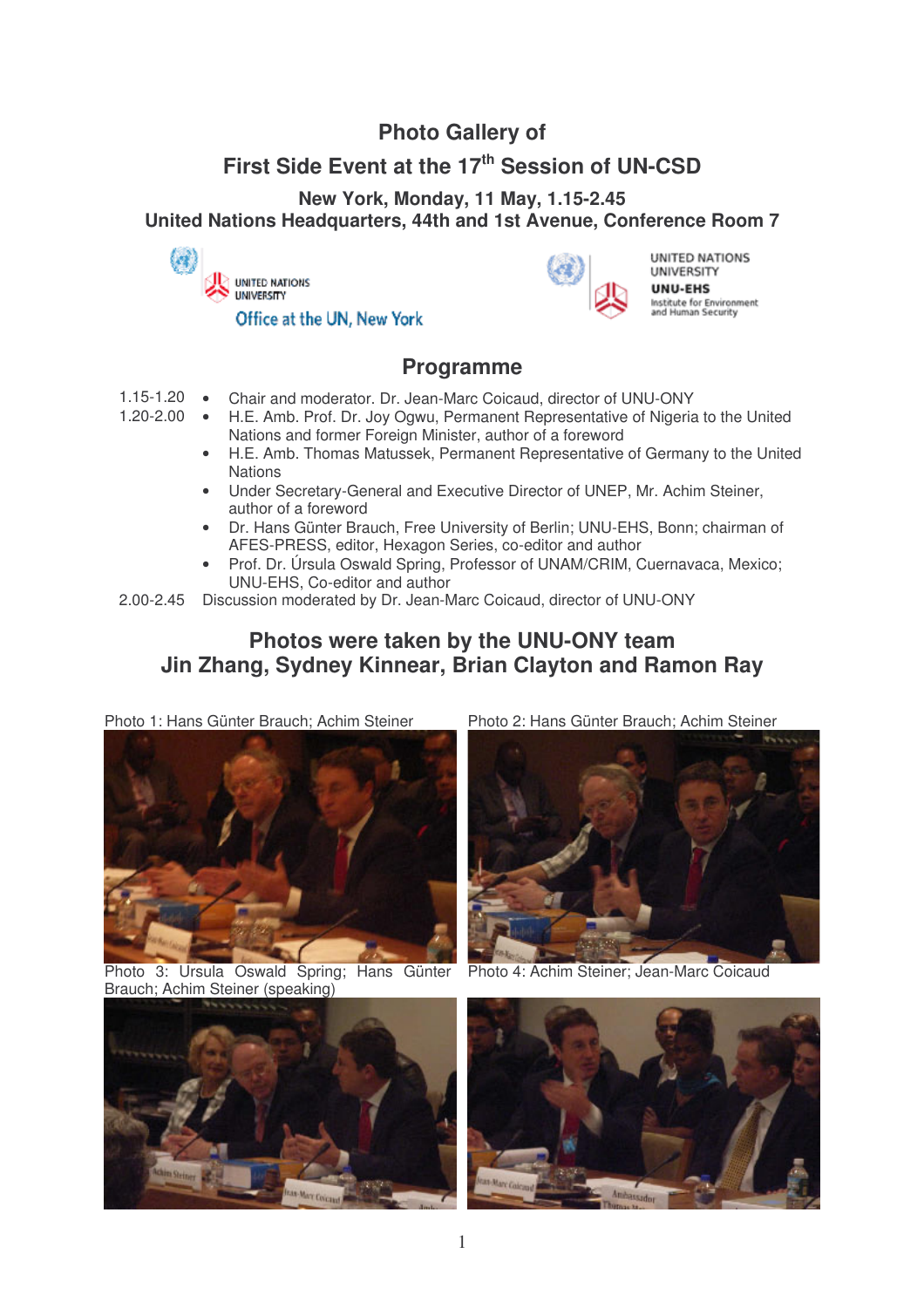# Photo Gallery of

# First Side Event at the 17th Session of UN-CSD

### New York, Monday, 11 May, 1.15-2.45
### United Nations Headquarters, 44th and 1st Avenue, Conference Room 7

UNITED NATIONS UNIVERSITY
Office at the UN, New York

UNITED NATIONS UNIVERSITY
UNU-EHS
Institute for Environment and Human Security

## Programme

1.15-1.20
- Chair and moderator. Dr. Jean-Marc Coicaud, director of UNU-ONY

1.20-2.00
- H.E. Amb. Prof. Dr. Joy Ogwu, Permanent Representative of Nigeria to the United Nations and former Foreign Minister, author of a foreword
- H.E. Amb. Thomas Matussek, Permanent Representative of Germany to the United Nations
- Under Secretary-General and Executive Director of UNEP, Mr. Achim Steiner, author of a foreword
- Dr. Hans Günter Brauch, Free University of Berlin; UNU-EHS, Bonn; chairman of AFES-PRESS, editor, Hexagon Series, co-editor and author
- Prof. Dr. Úrsula Oswald Spring, Professor of UNAM/CRIM, Cuernavaca, Mexico; UNU-EHS, Co-editor and author

2.00-2.45 Discussion moderated by Dr. Jean-Marc Coicaud, director of UNU-ONY

## Photos were taken by the UNU-ONY team
## Jin Zhang, Sydney Kinnear, Brian Clayton and Ramon Ray

Photo 1: Hans Günter Brauch; Achim Steiner

Photo 2: Hans Günter Brauch; Achim Steiner

Photo 3: Ursula Oswald Spring; Hans Günter Brauch; Achim Steiner (speaking)

Photo 4: Achim Steiner; Jean-Marc Coicaud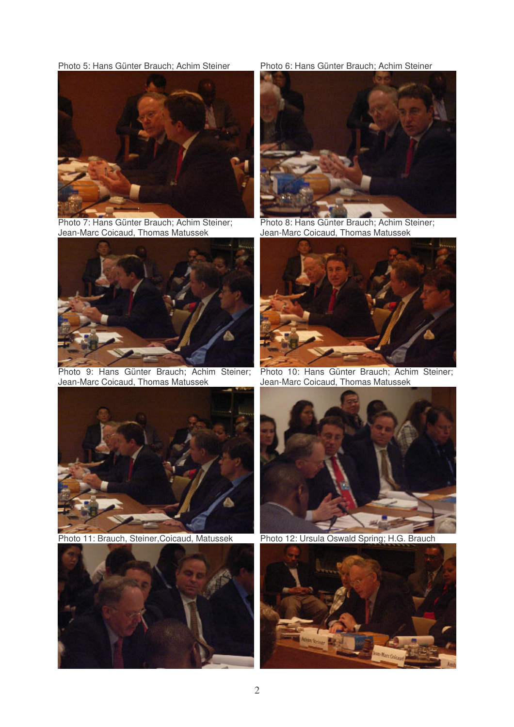Photo 5: Hans Günter Brauch; Achim Steiner

Photo 6: Hans Günter Brauch; Achim Steiner

Photo 7: Hans Günter Brauch; Achim Steiner; Jean-Marc Coicaud, Thomas Matussek

Photo 8: Hans Günter Brauch; Achim Steiner; Jean-Marc Coicaud, Thomas Matussek

Photo 9: Hans Günter Brauch; Achim Steiner; Jean-Marc Coicaud, Thomas Matussek

Photo 10: Hans Günter Brauch; Achim Steiner; Jean-Marc Coicaud, Thomas Matussek

Photo 11: Brauch, Steiner,Coicaud, Matussek

Photo 12: Ursula Oswald Spring; H.G. Brauch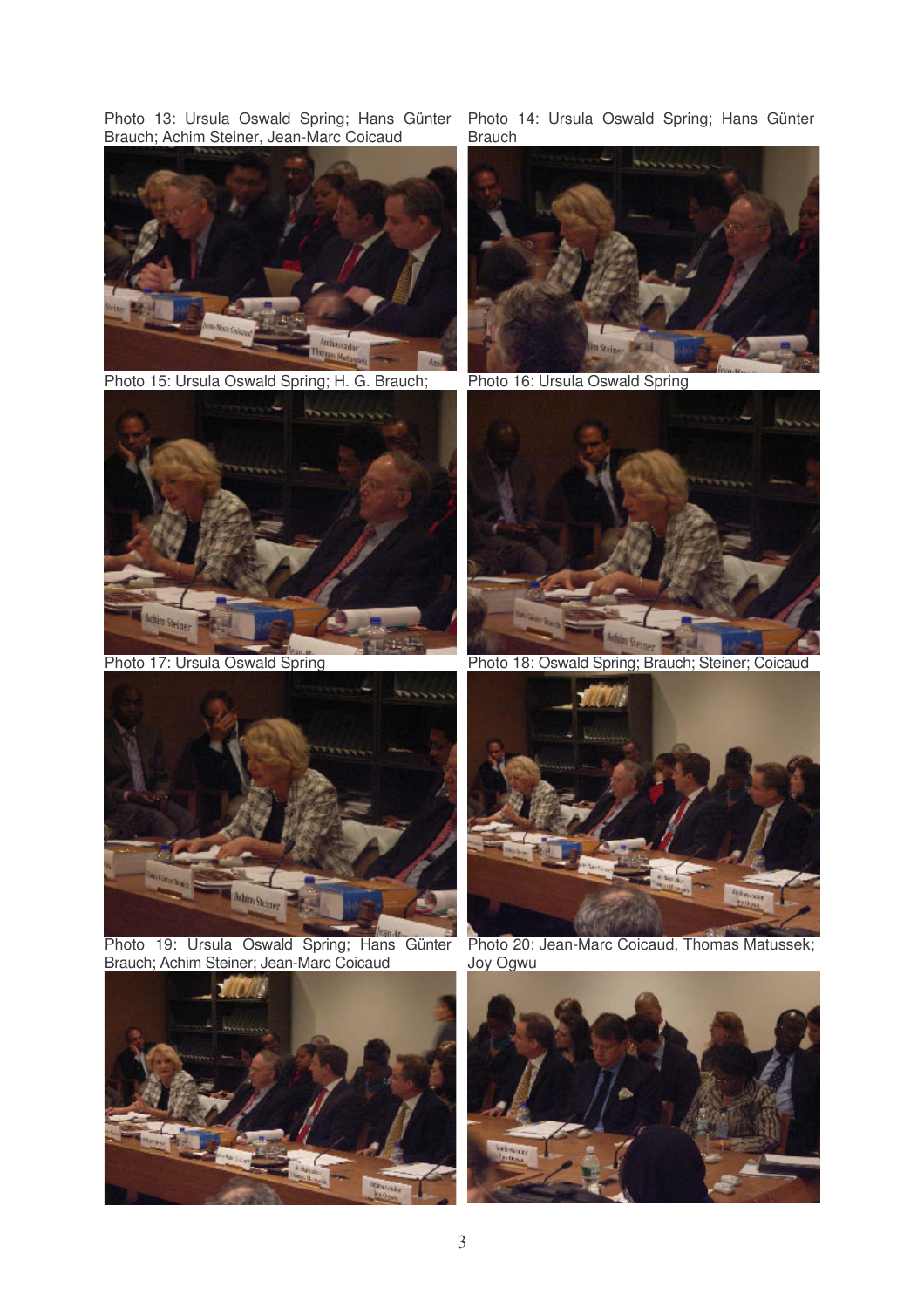Photo 13: Ursula Oswald Spring; Hans Günter Brauch; Achim Steiner, Jean-Marc Coicaud

Photo 14: Ursula Oswald Spring; Hans Günter Brauch

Photo 15: Ursula Oswald Spring; H. G. Brauch;

Photo 16: Ursula Oswald Spring

Photo 17: Ursula Oswald Spring

Photo 18: Oswald Spring; Brauch; Steiner; Coicaud

Photo 19: Ursula Oswald Spring; Hans Günter Brauch; Achim Steiner; Jean-Marc Coicaud

Photo 20: Jean-Marc Coicaud, Thomas Matussek; Joy Ogwu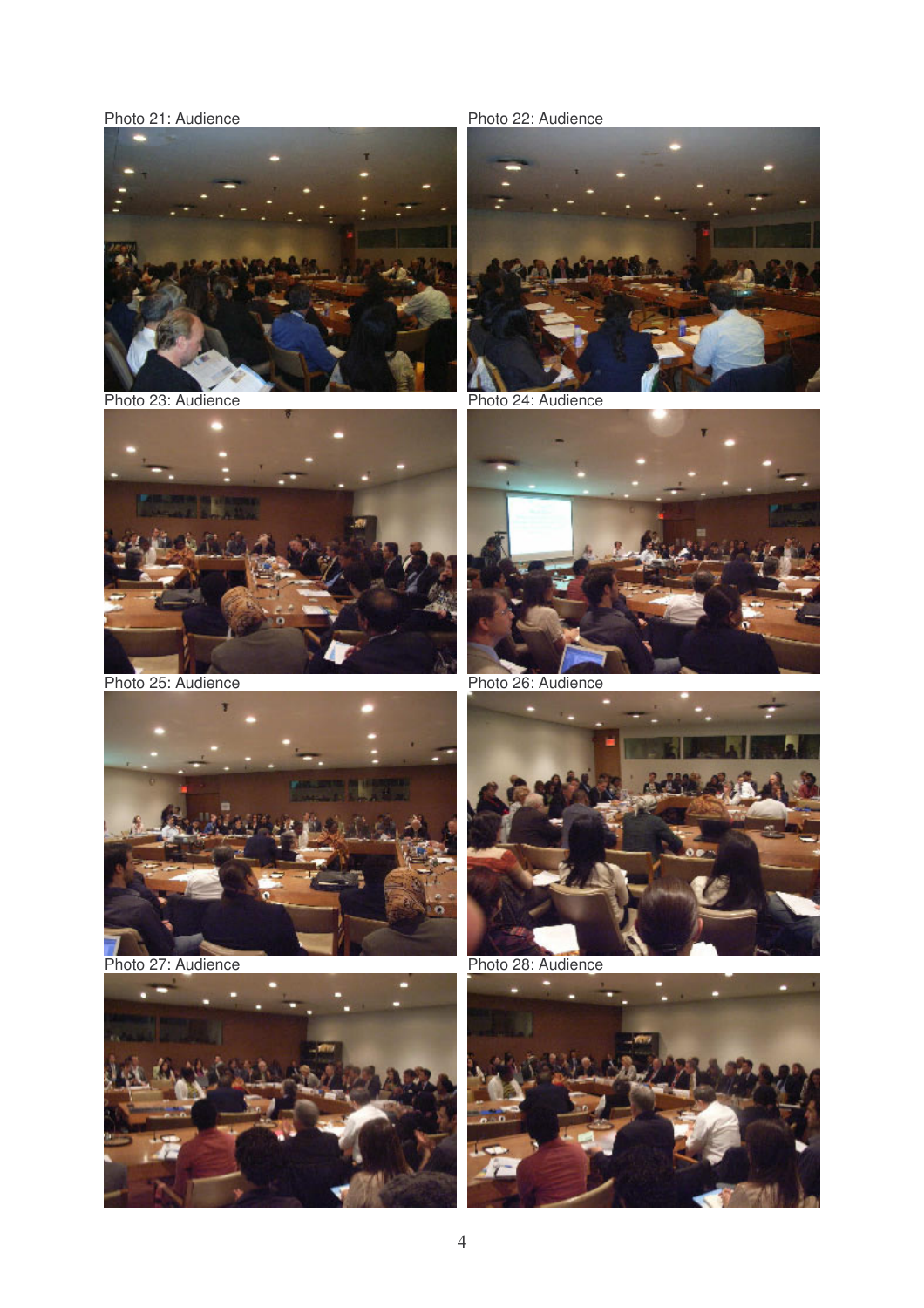Photo 21: Audience

Photo 22: Audience

Photo 23: Audience

Photo 24: Audience

Photo 25: Audience

Photo 26: Audience

Photo 27: Audience

Photo 28: Audience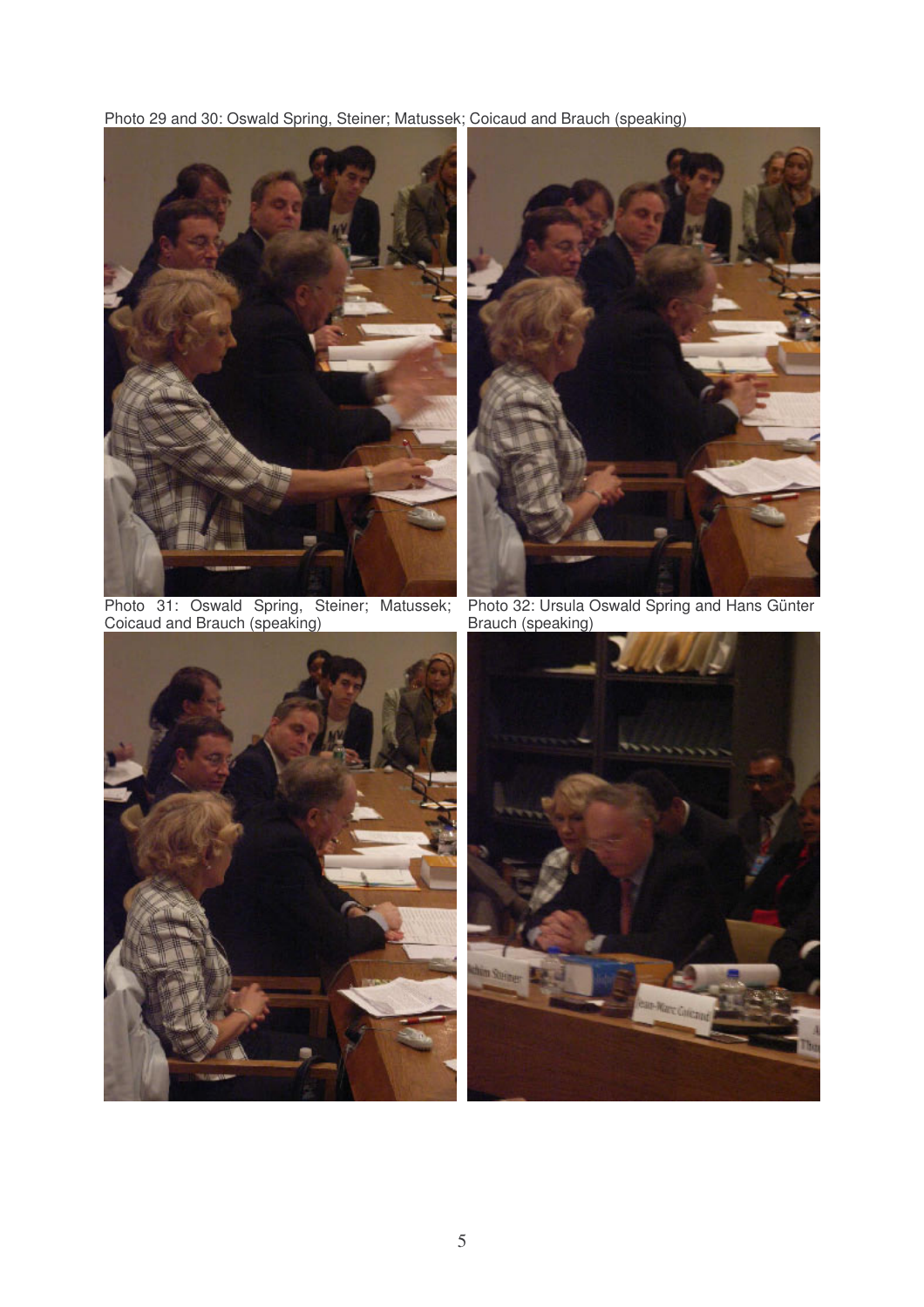Photo 29 and 30: Oswald Spring, Steiner; Matussek; Coicaud and Brauch (speaking)

Photo 31: Oswald Spring, Steiner; Matussek; Coicaud and Brauch (speaking)

Photo 32: Ursula Oswald Spring and Hans Günter Brauch (speaking)